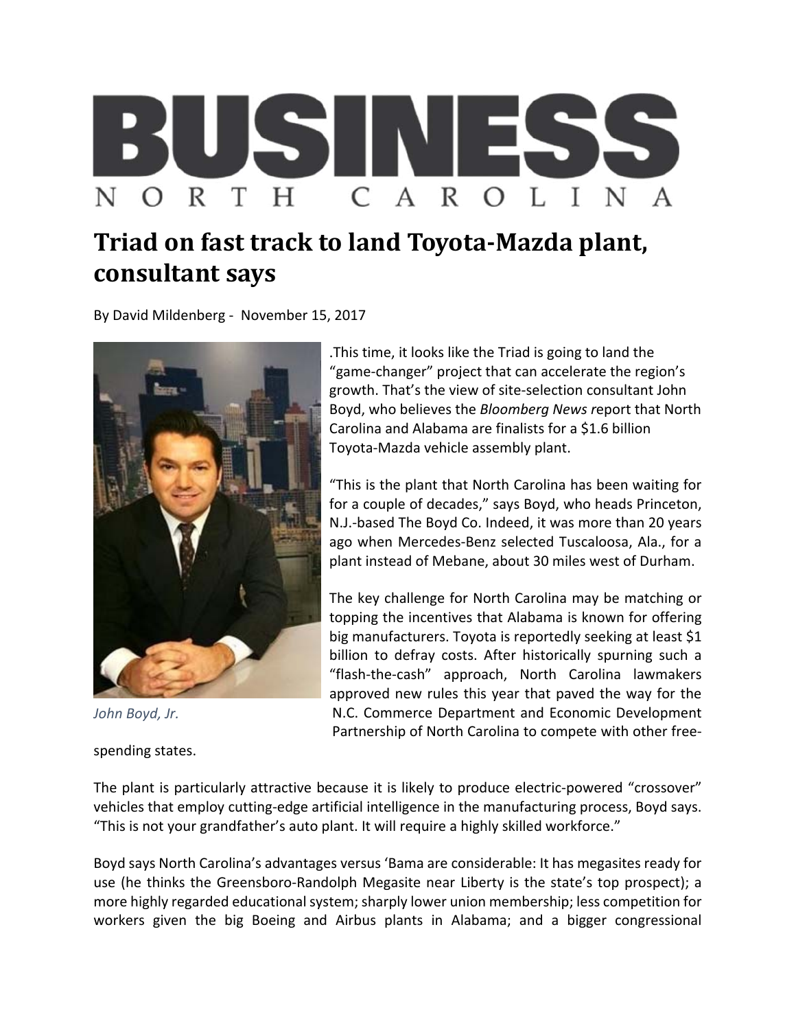# BUSINESS NORTH CAROLINA

## Triad on fast track to land Toyota-Mazda plant, consultant says

By David Mildenberg - November 15, 2017

*John Boyd, Jr.*

.This time, it looks like the Triad is going to land the "game-changer" project that can accelerate the region's growth. That's the view of site-selection consultant John Boyd, who believes the *Bloomberg News* report that North Carolina and Alabama are finalists for a $1.6 billion Toyota-Mazda vehicle assembly plant.

"This is the plant that North Carolina has been waiting for for a couple of decades," says Boyd, who heads Princeton, N.J.-based The Boyd Co. Indeed, it was more than 20 years ago when Mercedes-Benz selected Tuscaloosa, Ala., for a plant instead of Mebane, about 30 miles west of Durham.

The key challenge for North Carolina may be matching or topping the incentives that Alabama is known for offering big manufacturers. Toyota is reportedly seeking at least $1 billion to defray costs. After historically spurning such a "flash-the-cash" approach, North Carolina lawmakers approved new rules this year that paved the way for the N.C. Commerce Department and Economic Development Partnership of North Carolina to compete with other free-spending states.

The plant is particularly attractive because it is likely to produce electric-powered "crossover" vehicles that employ cutting-edge artificial intelligence in the manufacturing process, Boyd says. "This is not your grandfather's auto plant. It will require a highly skilled workforce."

Boyd says North Carolina's advantages versus 'Bama are considerable: It has megasites ready for use (he thinks the Greensboro-Randolph Megasite near Liberty is the state's top prospect); a more highly regarded educational system; sharply lower union membership; less competition for workers given the big Boeing and Airbus plants in Alabama; and a bigger congressional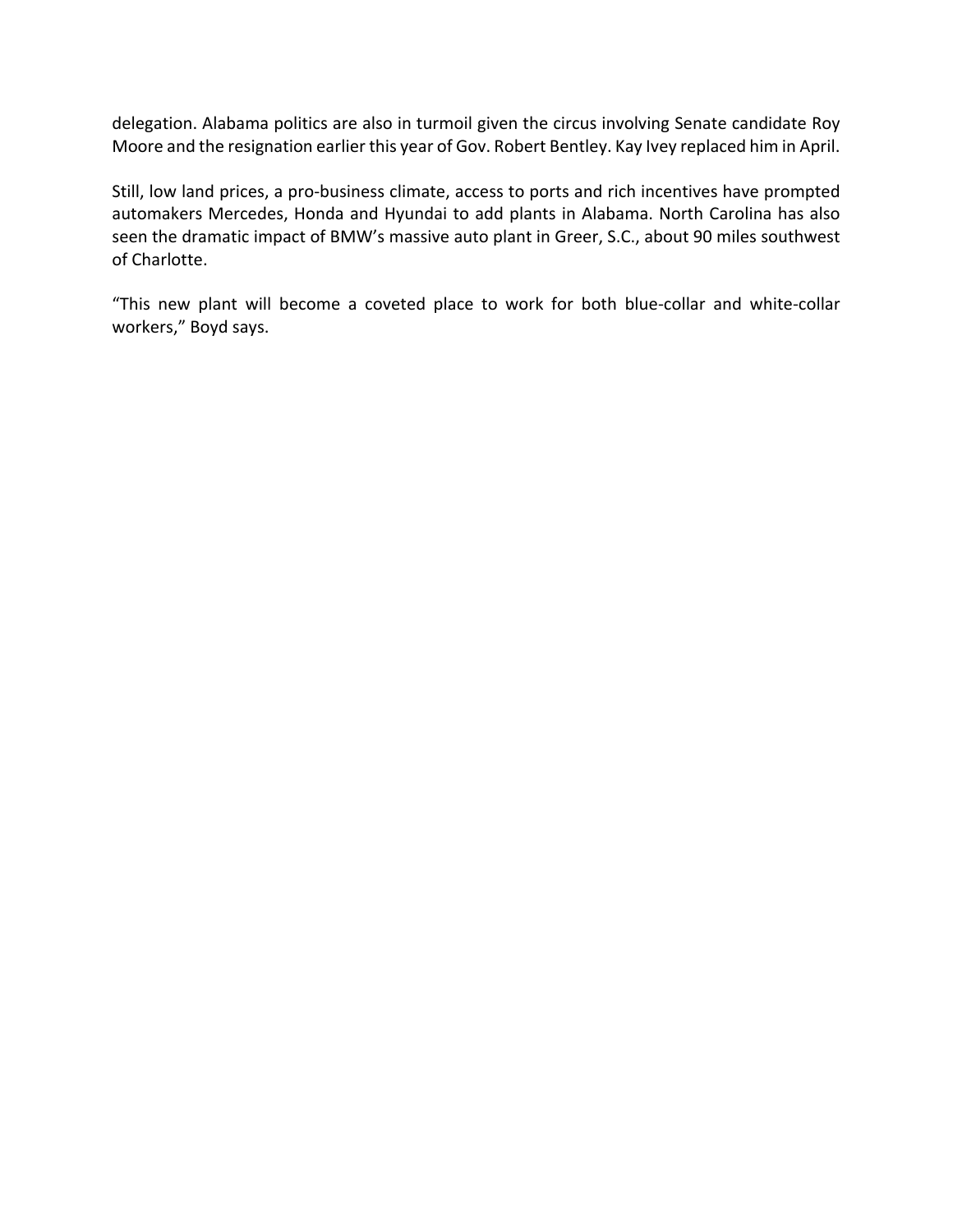delegation. Alabama politics are also in turmoil given the circus involving Senate candidate Roy Moore and the resignation earlier this year of Gov. Robert Bentley. Kay Ivey replaced him in April.

Still, low land prices, a pro-business climate, access to ports and rich incentives have prompted automakers Mercedes, Honda and Hyundai to add plants in Alabama. North Carolina has also seen the dramatic impact of BMW's massive auto plant in Greer, S.C., about 90 miles southwest of Charlotte.

"This new plant will become a coveted place to work for both blue-collar and white-collar workers," Boyd says.